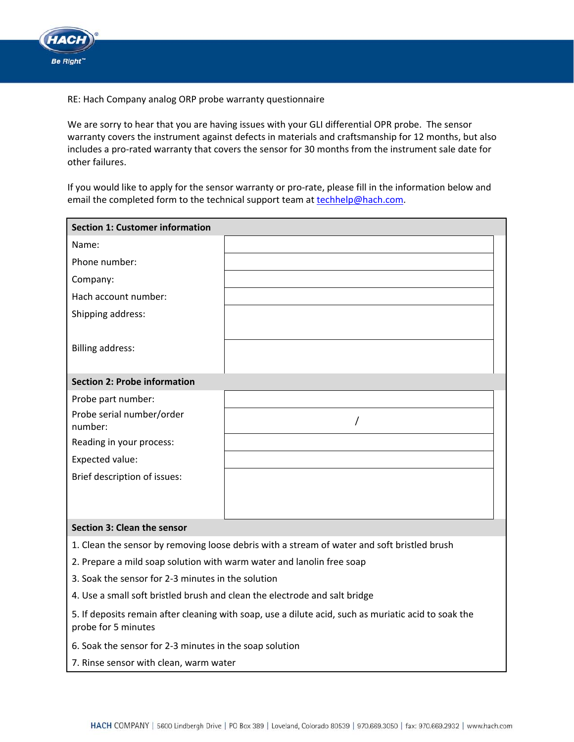RE: Hach Company analog ORP probe warranty questionnaire

We are sorry to hear that you are having issues with your GLI differential OPR probe. The sensor warranty covers the instrument against defects in materials and craftsmanship for 12 months, but also includes a pro-rated warranty that covers the sensor for 30 months from the instrument sale date for other failures.

If you would like to apply for the sensor warranty or pro-rate, please fill in the information below and email the completed form to the technical support team at techhelp@hach.com.

| **Section 1: Customer information** | |
| --- | --- |
| Name: | |
| Phone number: | |
| Company: | |
| Hach account number: | |
| Shipping address: | |
| Billing address: | |
| **Section 2: Probe information** | |
| Probe part number: | |
| Probe serial number/order number: | / |
| Reading in your process: | |
| Expected value: | |
| Brief description of issues: | |

**Section 3: Clean the sensor**

1. Clean the sensor by removing loose debris with a stream of water and soft bristled brush
2. Prepare a mild soap solution with warm water and lanolin free soap
3. Soak the sensor for 2-3 minutes in the solution
4. Use a small soft bristled brush and clean the electrode and salt bridge
5. If deposits remain after cleaning with soap, use a dilute acid, such as muriatic acid to soak the probe for 5 minutes
6. Soak the sensor for 2-3 minutes in the soap solution
7. Rinse sensor with clean, warm water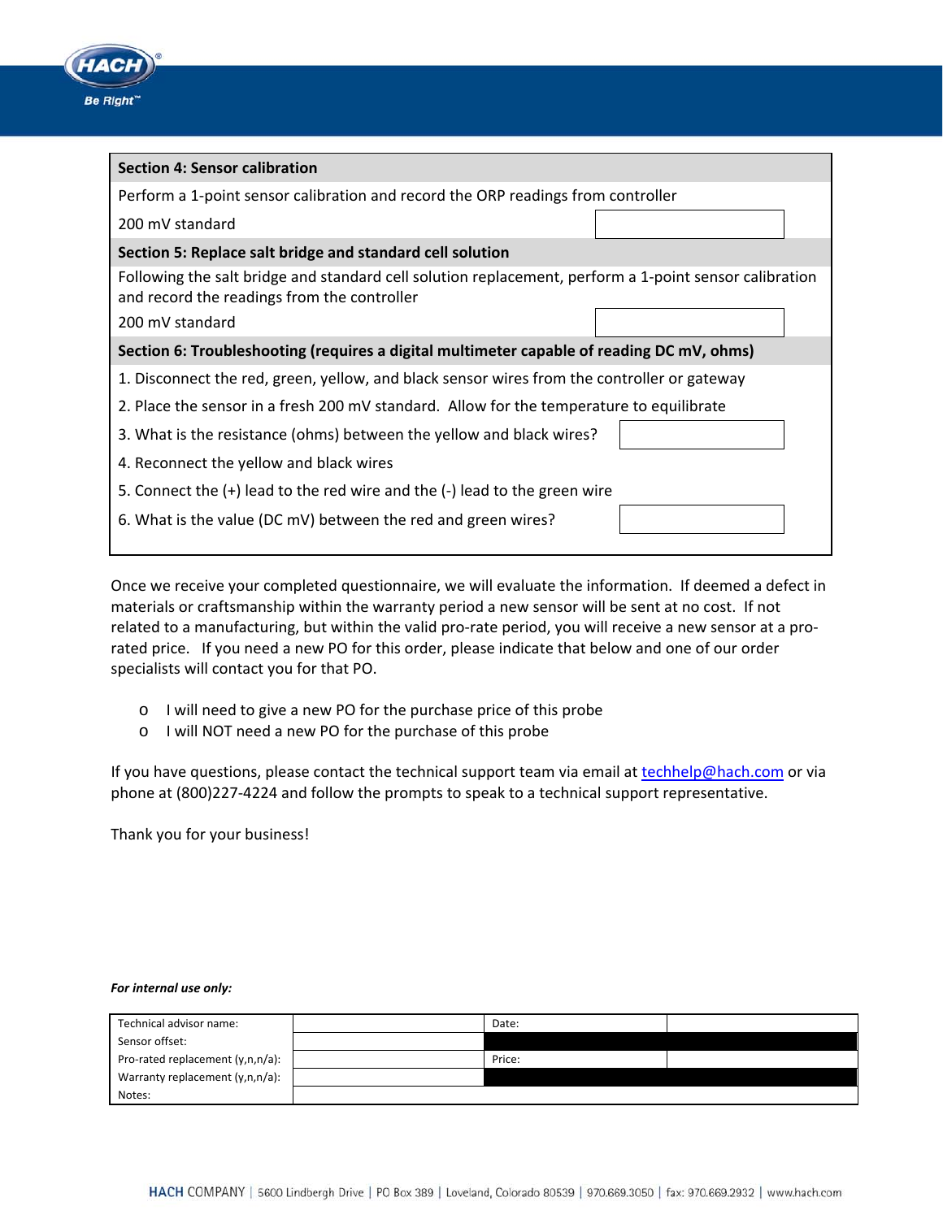| Section 4: Sensor calibration | |
|---|---|
| Perform a 1-point sensor calibration and record the ORP readings from controller | |
| 200 mV standard | |
| **Section 5: Replace salt bridge and standard cell solution** | |
| Following the salt bridge and standard cell solution replacement, perform a 1-point sensor calibration and record the readings from the controller | |
| 200 mV standard | |
| **Section 6: Troubleshooting (requires a digital multimeter capable of reading DC mV, ohms)** | |
| 1. Disconnect the red, green, yellow, and black sensor wires from the controller or gateway | |
| 2. Place the sensor in a fresh 200 mV standard. Allow for the temperature to equilibrate | |
| 3. What is the resistance (ohms) between the yellow and black wires? | |
| 4. Reconnect the yellow and black wires | |
| 5. Connect the (+) lead to the red wire and the (-) lead to the green wire | |
| 6. What is the value (DC mV) between the red and green wires? | |

Once we receive your completed questionnaire, we will evaluate the information. If deemed a defect in materials or craftsmanship within the warranty period a new sensor will be sent at no cost. If not related to a manufacturing, but within the valid pro-rate period, you will receive a new sensor at a pro-rated price. If you need a new PO for this order, please indicate that below and one of our order specialists will contact you for that PO.

- I will need to give a new PO for the purchase price of this probe
- I will NOT need a new PO for the purchase of this probe

If you have questions, please contact the technical support team via email at techhelp@hach.com or via phone at (800)227-4224 and follow the prompts to speak to a technical support representative.

Thank you for your business!

***For internal use only:***

| | | | |
|---|---|---|---|
| Technical advisor name: | | Date: | |
| Sensor offset: | | | |
| Pro-rated replacement (y,n,n/a): | | Price: | |
| Warranty replacement (y,n,n/a): | | | |
| Notes: | | | |